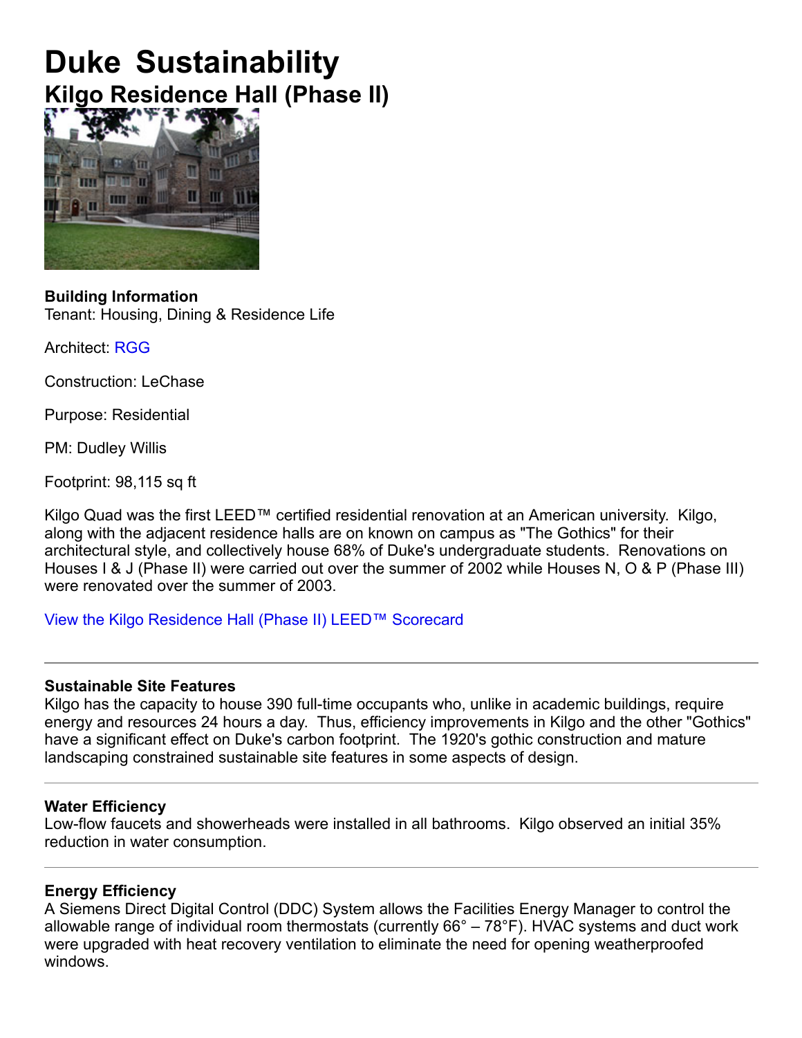# Duke Sustainability

## Kilgo Residence Hall (Phase II)

**Building Information**
Tenant: Housing, Dining & Residence Life

Architect: RGG

Construction: LeChase

Purpose: Residential

PM: Dudley Willis

Footprint: 98,115 sq ft

Kilgo Quad was the first LEED™ certified residential renovation at an American university. Kilgo, along with the adjacent residence halls are on known on campus as "The Gothics" for their architectural style, and collectively house 68% of Duke's undergraduate students. Renovations on Houses I & J (Phase II) were carried out over the summer of 2002 while Houses N, O & P (Phase III) were renovated over the summer of 2003.

View the Kilgo Residence Hall (Phase II) LEED™ Scorecard

---

**Sustainable Site Features**
Kilgo has the capacity to house 390 full-time occupants who, unlike in academic buildings, require energy and resources 24 hours a day. Thus, efficiency improvements in Kilgo and the other "Gothics" have a significant effect on Duke's carbon footprint. The 1920's gothic construction and mature landscaping constrained sustainable site features in some aspects of design.

---

**Water Efficiency**
Low-flow faucets and showerheads were installed in all bathrooms. Kilgo observed an initial 35% reduction in water consumption.

---

**Energy Efficiency**
A Siemens Direct Digital Control (DDC) System allows the Facilities Energy Manager to control the allowable range of individual room thermostats (currently 66° – 78°F). HVAC systems and duct work were upgraded with heat recovery ventilation to eliminate the need for opening weatherproofed windows.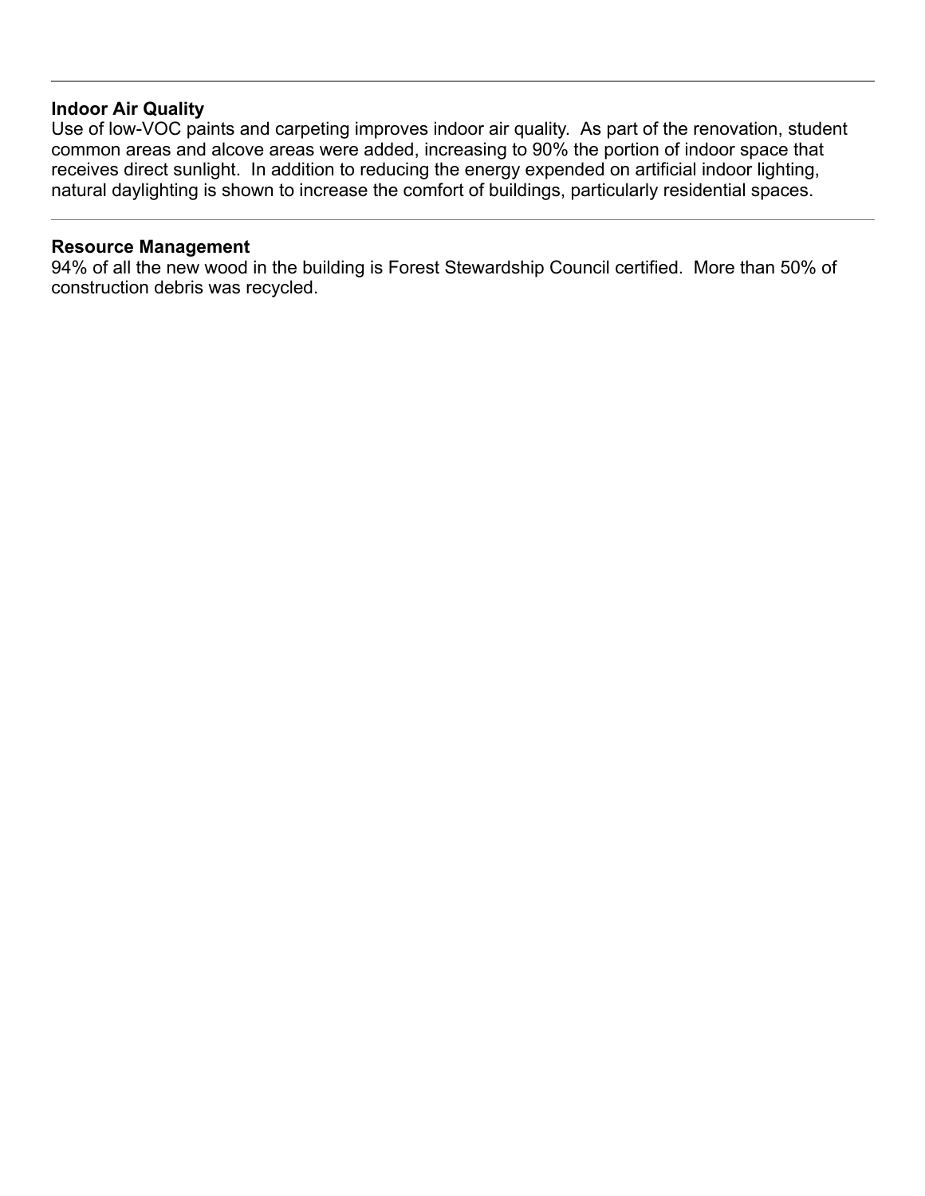---

## Indoor Air Quality

Use of low-VOC paints and carpeting improves indoor air quality. As part of the renovation, student common areas and alcove areas were added, increasing to 90% the portion of indoor space that receives direct sunlight. In addition to reducing the energy expended on artificial indoor lighting, natural daylighting is shown to increase the comfort of buildings, particularly residential spaces.

---

## Resource Management

94% of all the new wood in the building is Forest Stewardship Council certified. More than 50% of construction debris was recycled.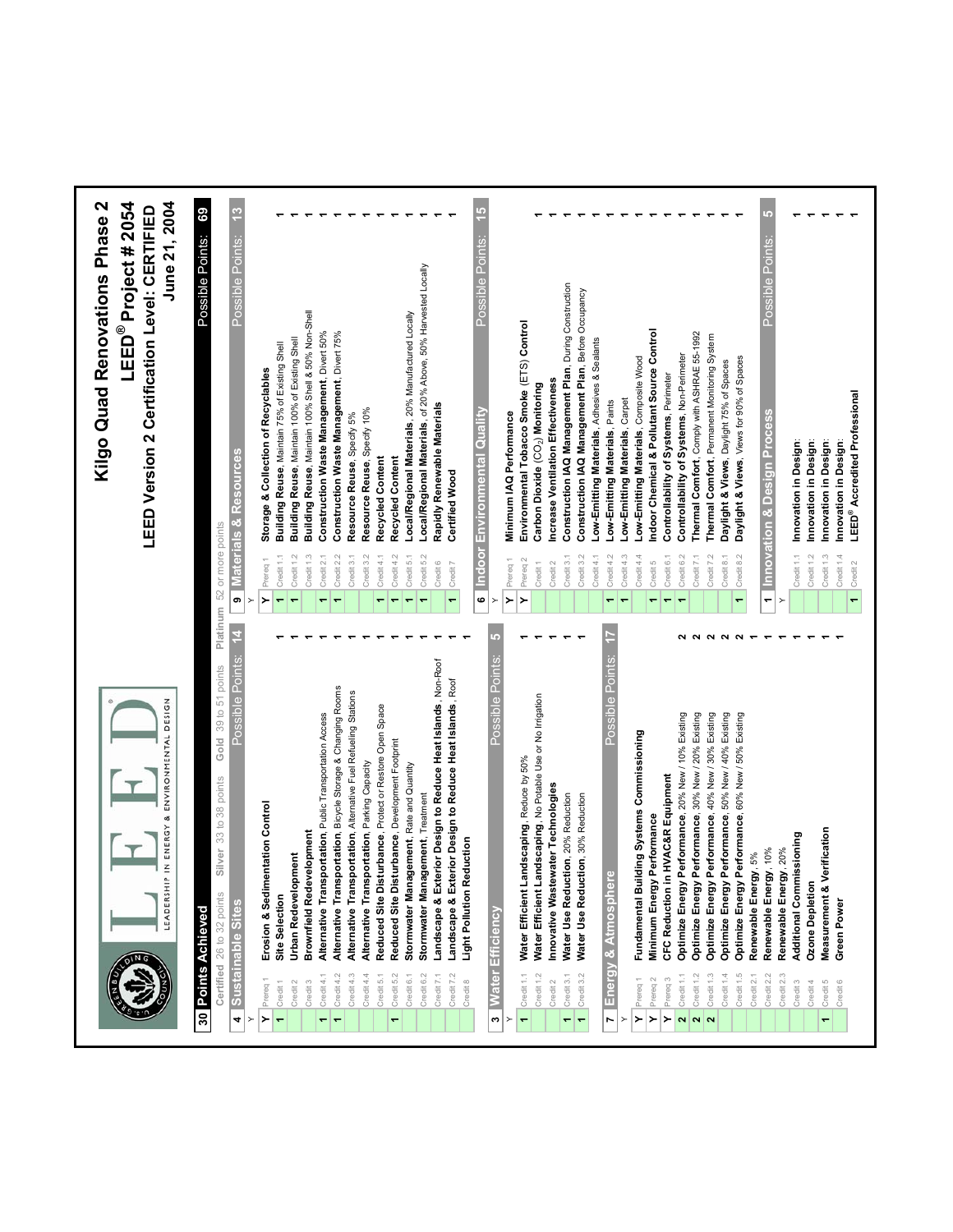# Kilgo Quad Renovations Phase 2

## LEED® Project # 2054

## LEED Version 2 Certification Level: CERTIFIED

## June 21, 2004

LEED — LEADERSHIP IN ENERGY & ENVIRONMENTAL DESIGN

U.S. Green Building Council

**30 Points Achieved** — Possible Points: **69**

Certified 26 to 32 points — Silver 33 to 38 points — Gold 39 to 51 points — Platinum 52 or more points

### Sustainable Sites — 4 achieved — Possible Points: 14

| Y | Credit | Description | Possible |
|---|---|---|---|
| Y | Prereq 1 | **Erosion & Sedimentation Control** | |
| 1 | Credit 1 | **Site Selection** | 1 |
| | Credit 2 | **Urban Redevelopment** | 1 |
| | Credit 3 | **Brownfield Redevelopment** | 1 |
| 1 | Credit 4.1 | **Alternative Transportation**, Public Transportation Access | 1 |
| 1 | Credit 4.2 | **Alternative Transportation**, Bicycle Storage & Changing Rooms | 1 |
| | Credit 4.3 | **Alternative Transportation**, Alternative Fuel Refueling Stations | 1 |
| | Credit 4.4 | **Alternative Transportation**, Parking Capacity | 1 |
| | Credit 5.1 | **Reduced Site Disturbance**, Protect or Restore Open Space | 1 |
| 1 | Credit 5.2 | **Reduced Site Disturbance**, Development Footprint | 1 |
| | Credit 6.1 | **Stormwater Management**, Rate and Quantity | 1 |
| | Credit 6.2 | **Stormwater Management**, Treatment | 1 |
| | Credit 7.1 | **Landscape & Exterior Design to Reduce Heat Islands**, Non-Roof | 1 |
| | Credit 7.2 | **Landscape & Exterior Design to Reduce Heat Islands**, Roof | 1 |
| | Credit 8 | **Light Pollution Reduction** | 1 |

### Water Efficiency — 3 achieved — Possible Points: 5

| Y | Credit | Description | Possible |
|---|---|---|---|
| 1 | Credit 1.1 | **Water Efficient Landscaping**, Reduce by 50% | 1 |
| | Credit 1.2 | **Water Efficient Landscaping**, No Potable Use or No Irrigation | 1 |
| | Credit 2 | **Innovative Wastewater Technologies** | 1 |
| 1 | Credit 3.1 | **Water Use Reduction**, 20% Reduction | 1 |
| 1 | Credit 3.2 | **Water Use Reduction**, 30% Reduction | 1 |

### Energy & Atmosphere — 7 achieved — Possible Points: 17

| Y | Credit | Description | Possible |
|---|---|---|---|
| Y | Prereq 1 | **Fundamental Building Systems Commissioning** | |
| Y | Prereq 2 | **Minimum Energy Performance** | |
| Y | Prereq 3 | **CFC Reduction in HVAC&R Equipment** | |
| 2 | Credit 1.1 | **Optimize Energy Performance**, 20% New / 10% Existing | 2 |
| 2 | Credit 1.2 | **Optimize Energy Performance**, 30% New / 20% Existing | 2 |
| 2 | Credit 1.3 | **Optimize Energy Performance**, 40% New / 30% Existing | 2 |
| | Credit 1.4 | **Optimize Energy Performance**, 50% New / 40% Existing | 2 |
| | Credit 1.5 | **Optimize Energy Performance**, 60% New / 50% Existing | 2 |
| | Credit 2.1 | **Renewable Energy**, 5% | 1 |
| | Credit 2.2 | **Renewable Energy**, 10% | 1 |
| | Credit 2.3 | **Renewable Energy**, 20% | 1 |
| | Credit 3 | **Additional Commissioning** | 1 |
| | Credit 4 | **Ozone Depletion** | 1 |
| 1 | Credit 5 | **Measurement & Verification** | 1 |
| | Credit 6 | **Green Power** | 1 |

### Materials & Resources — 9 achieved — Possible Points: 13

| Y | Credit | Description | Possible |
|---|---|---|---|
| Y | Prereq 1 | **Storage & Collection of Recyclables** | |
| 1 | Credit 1.1 | **Building Reuse**, Maintain 75% of Existing Shell | 1 |
| 1 | Credit 1.2 | **Building Reuse**, Maintain 100% of Existing Shell | 1 |
| | Credit 1.3 | **Building Reuse**, Maintain 100% Shell & 50% Non-Shell | 1 |
| 1 | Credit 2.1 | **Construction Waste Management**, Divert 50% | 1 |
| 1 | Credit 2.2 | **Construction Waste Management**, Divert 75% | 1 |
| | Credit 3.1 | **Resource Reuse**, Specify 5% | 1 |
| | Credit 3.2 | **Resource Reuse**, Specify 10% | 1 |
| 1 | Credit 4.1 | **Recycled Content** | 1 |
| 1 | Credit 4.2 | **Recycled Content** | 1 |
| 1 | Credit 5.1 | **Local/Regional Materials**, 20% Manufactured Locally | 1 |
| 1 | Credit 5.2 | **Local/Regional Materials**, of 20% Above, 50% Harvested Locally | 1 |
| | Credit 6 | **Rapidly Renewable Materials** | 1 |
| 1 | Credit 7 | **Certified Wood** | 1 |

### Indoor Environmental Quality — 6 achieved — Possible Points: 15

| Y | Credit | Description | Possible |
|---|---|---|---|
| Y | Prereq 1 | **Minimum IAQ Performance** | |
| Y | Prereq 2 | **Environmental Tobacco Smoke (ETS) Control** | |
| | Credit 1 | **Carbon Dioxide ($CO_2$) Monitoring** | 1 |
| | Credit 2 | **Increase Ventilation Effectiveness** | 1 |
| | Credit 3.1 | **Construction IAQ Management Plan**, During Construction | 1 |
| | Credit 3.2 | **Construction IAQ Management Plan**, Before Occupancy | 1 |
| | Credit 4.1 | **Low-Emitting Materials**, Adhesives & Sealants | 1 |
| 1 | Credit 4.2 | **Low-Emitting Materials**, Paints | 1 |
| 1 | Credit 4.3 | **Low-Emitting Materials**, Carpet | 1 |
| | Credit 4.4 | **Low-Emitting Materials**, Composite Wood | 1 |
| 1 | Credit 5 | **Indoor Chemical & Pollutant Source Control** | 1 |
| 1 | Credit 6.1 | **Controllability of Systems**, Perimeter | 1 |
| 1 | Credit 6.2 | **Controllability of Systems**, Non-Perimeter | 1 |
| | Credit 7.1 | **Thermal Comfort**, Comply with ASHRAE 55-1992 | 1 |
| | Credit 7.2 | **Thermal Comfort**, Permanent Monitoring System | 1 |
| | Credit 8.1 | **Daylight & Views**, Daylight 75% of Spaces | 1 |
| 1 | Credit 8.2 | **Daylight & Views**, Views for 90% of Spaces | 1 |

### Innovation & Design Process — 1 achieved — Possible Points: 5

| Y | Credit | Description | Possible |
|---|---|---|---|
| | Credit 1.1 | **Innovation in Design**: | 1 |
| | Credit 1.2 | **Innovation in Design**: | 1 |
| | Credit 1.3 | **Innovation in Design**: | 1 |
| | Credit 1.4 | **Innovation in Design**: | 1 |
| 1 | Credit 2 | **LEED® Accredited Professional** | 1 |